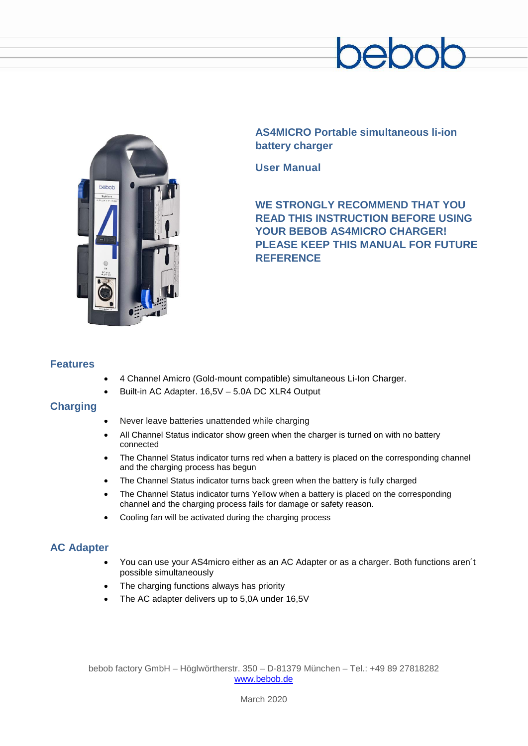# AS4MICRO Portable simultaneous li-ion battery charger

## User Manual

**WE STRONGLY RECOMMEND THAT YOU READ THIS INSTRUCTION BEFORE USING YOUR BEBOB AS4MICRO CHARGER! PLEASE KEEP THIS MANUAL FOR FUTURE REFERENCE**

## Features

- 4 Channel Amicro (Gold-mount compatible) simultaneous Li-Ion Charger.
- Built-in AC Adapter. 16,5V – 5.0A DC XLR4 Output

## Charging

- Never leave batteries unattended while charging
- All Channel Status indicator show green when the charger is turned on with no battery connected
- The Channel Status indicator turns red when a battery is placed on the corresponding channel and the charging process has begun
- The Channel Status indicator turns back green when the battery is fully charged
- The Channel Status indicator turns Yellow when a battery is placed on the corresponding channel and the charging process fails for damage or safety reason.
- Cooling fan will be activated during the charging process

## AC Adapter

- You can use your AS4micro either as an AC Adapter or as a charger. Both functions aren´t possible simultaneously
- The charging functions always has priority
- The AC adapter delivers up to 5,0A under 16,5V

bebob factory GmbH – Höglwörtherstr. 350 – D-81379 München – Tel.: +49 89 27818282
www.bebob.de

March 2020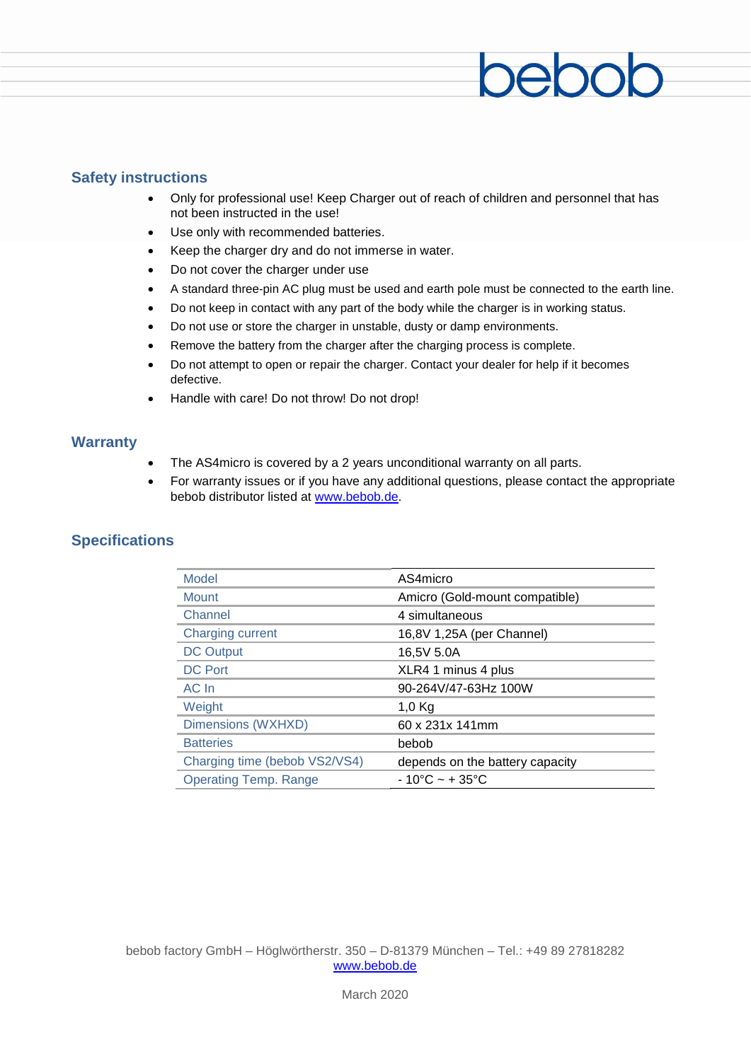## Safety instructions

- Only for professional use! Keep Charger out of reach of children and personnel that has not been instructed in the use!
- Use only with recommended batteries.
- Keep the charger dry and do not immerse in water.
- Do not cover the charger under use
- A standard three-pin AC plug must be used and earth pole must be connected to the earth line.
- Do not keep in contact with any part of the body while the charger is in working status.
- Do not use or store the charger in unstable, dusty or damp environments.
- Remove the battery from the charger after the charging process is complete.
- Do not attempt to open or repair the charger. Contact your dealer for help if it becomes defective.
- Handle with care! Do not throw! Do not drop!

## Warranty

- The AS4micro is covered by a 2 years unconditional warranty on all parts.
- For warranty issues or if you have any additional questions, please contact the appropriate bebob distributor listed at www.bebob.de.

## Specifications

| | |
|---|---|
| Model | AS4micro |
| Mount | Amicro (Gold-mount compatible) |
| Channel | 4 simultaneous |
| Charging current | 16,8V 1,25A (per Channel) |
| DC Output | 16,5V 5.0A |
| DC Port | XLR4 1 minus 4 plus |
| AC In | 90-264V/47-63Hz 100W |
| Weight | 1,0 Kg |
| Dimensions (WXHXD) | 60 x 231x 141mm |
| Batteries | bebob |
| Charging time (bebob VS2/VS4) | depends on the battery capacity |
| Operating Temp. Range | - 10°C ~ + 35°C |

bebob factory GmbH – Höglwörtherstr. 350 – D-81379 München – Tel.: +49 89 27818282
www.bebob.de

March 2020